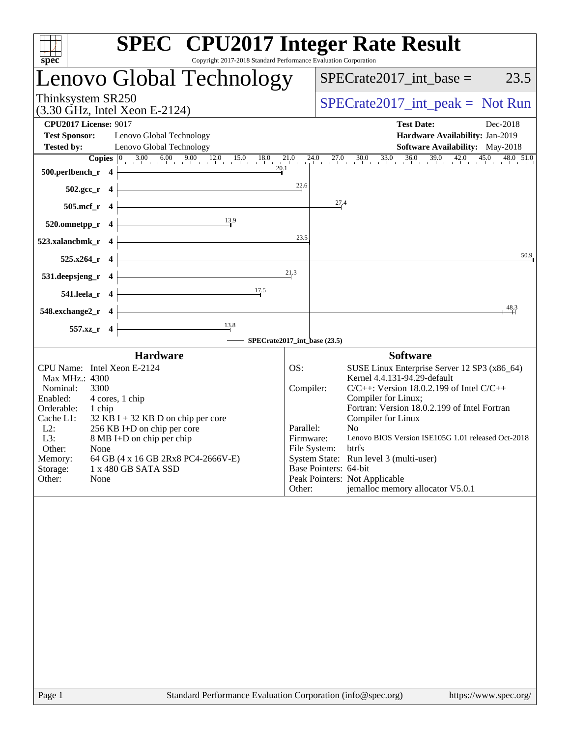# SPEC CPU2017 Integer Rate Result

Copyright 2017-2018 Standard Performance Evaluation Corporation

## Lenovo Global Technology

Thinksystem SR250
(3.30 GHz, Intel Xeon E-2124)

SPECrate2017_int_base = 23.5

SPECrate2017_int_peak = Not Run

| | | | |
|---|---|---|---|
| **CPU2017 License:** | 9017 | **Test Date:** | Dec-2018 |
| **Test Sponsor:** | Lenovo Global Technology | **Hardware Availability:** | Jan-2019 |
| **Tested by:** | Lenovo Global Technology | **Software Availability:** | May-2018 |

| Benchmark | Copies | SPECrate2017_int_base |
|---|---|---|
| 500.perlbench_r | 4 | 20.1 |
| 502.gcc_r | 4 | 22.6 |
| 505.mcf_r | 4 | 27.4 |
| 520.omnetpp_r | 4 | 13.9 |
| 523.xalancbmk_r | 4 | 23.5 |
| 525.x264_r | 4 | 50.9 |
| 531.deepsjeng_r | 4 | 21.3 |
| 541.leela_r | 4 | 17.5 |
| 548.exchange2_r | 4 | 48.3 |
| 557.xz_r | 4 | 13.8 |

SPECrate2017_int_base (23.5)

### Hardware

| | |
|---|---|
| CPU Name: | Intel Xeon E-2124 |
| Max MHz.: | 4300 |
| Nominal: | 3300 |
| Enabled: | 4 cores, 1 chip |
| Orderable: | 1 chip |
| Cache L1: | 32 KB I + 32 KB D on chip per core |
| L2: | 256 KB I+D on chip per core |
| L3: | 8 MB I+D on chip per chip |
| Other: | None |
| Memory: | 64 GB (4 x 16 GB 2Rx8 PC4-2666V-E) |
| Storage: | 1 x 480 GB SATA SSD |
| Other: | None |

### Software

| | |
|---|---|
| OS: | SUSE Linux Enterprise Server 12 SP3 (x86_64) Kernel 4.4.131-94.29-default |
| Compiler: | C/C++: Version 18.0.2.199 of Intel C/C++ Compiler for Linux; Fortran: Version 18.0.2.199 of Intel Fortran Compiler for Linux |
| Parallel: | No |
| Firmware: | Lenovo BIOS Version ISE105G 1.01 released Oct-2018 |
| File System: | btrfs |
| System State: | Run level 3 (multi-user) |
| Base Pointers: | 64-bit |
| Peak Pointers: | Not Applicable |
| Other: | jemalloc memory allocator V5.0.1 |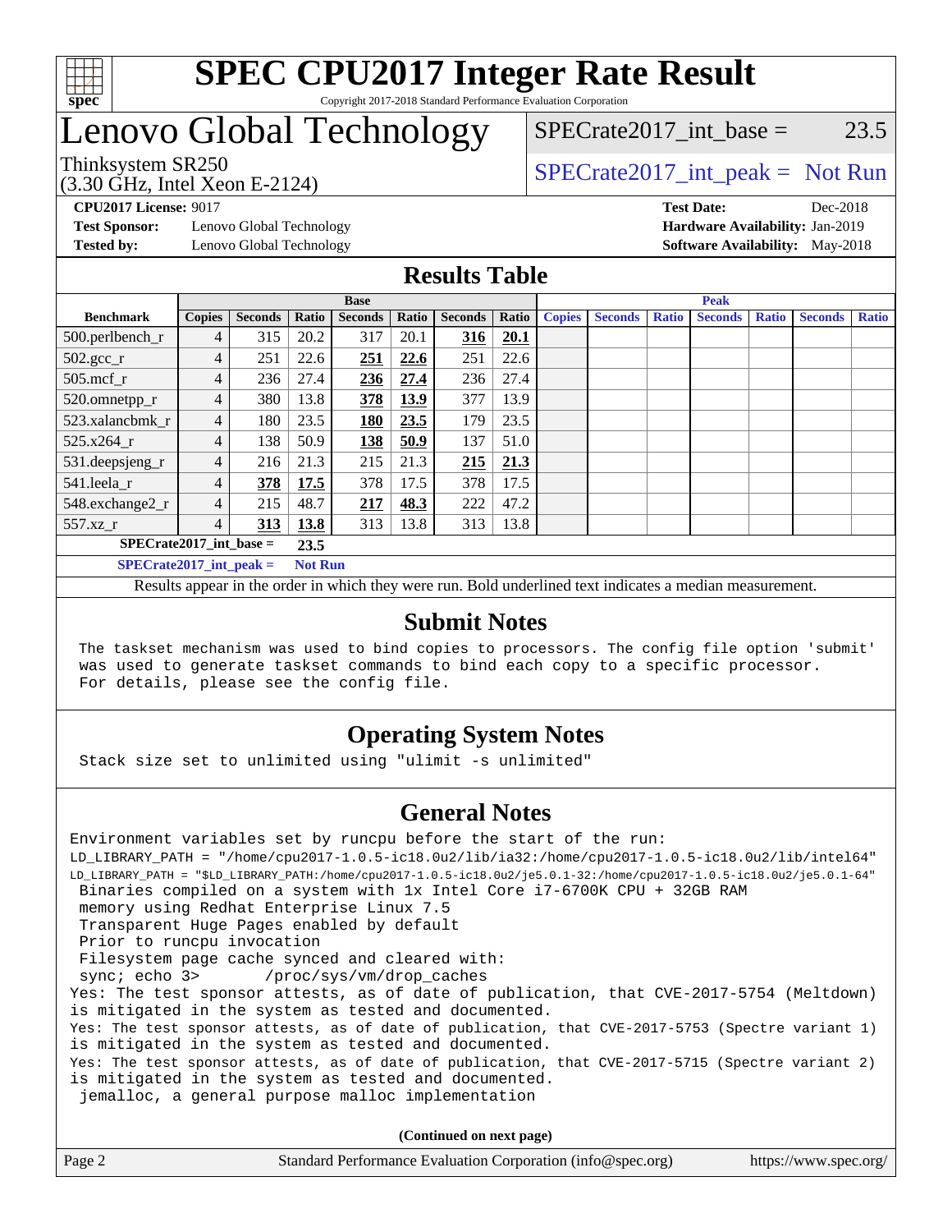# SPEC CPU2017 Integer Rate Result

Copyright 2017-2018 Standard Performance Evaluation Corporation

# Lenovo Global Technology

Thinksystem SR250
(3.30 GHz, Intel Xeon E-2124)

SPECrate2017_int_base = 23.5

SPECrate2017_int_peak = Not Run

**CPU2017 License:** 9017
**Test Sponsor:** Lenovo Global Technology
**Tested by:** Lenovo Global Technology

**Test Date:** Dec-2018
**Hardware Availability:** Jan-2019
**Software Availability:** May-2018

## Results Table

| Benchmark | Base | | | | | | | Peak | | | | | | |
|---|---|---|---|---|---|---|---|---|---|---|---|---|---|---|
| | Copies | Seconds | Ratio | Seconds | Ratio | Seconds | Ratio | Copies | Seconds | Ratio | Seconds | Ratio | Seconds | Ratio |
| 500.perlbench_r | 4 | 315 | 20.2 | 317 | 20.1 | **316** | **20.1** | | | | | | | |
| 502.gcc_r | 4 | 251 | 22.6 | **251** | **22.6** | 251 | 22.6 | | | | | | | |
| 505.mcf_r | 4 | 236 | 27.4 | **236** | **27.4** | 236 | 27.4 | | | | | | | |
| 520.omnetpp_r | 4 | 380 | 13.8 | **378** | **13.9** | 377 | 13.9 | | | | | | | |
| 523.xalancbmk_r | 4 | 180 | 23.5 | **180** | **23.5** | 179 | 23.5 | | | | | | | |
| 525.x264_r | 4 | 138 | 50.9 | **138** | **50.9** | 137 | 51.0 | | | | | | | |
| 531.deepsjeng_r | 4 | 216 | 21.3 | 215 | 21.3 | **215** | **21.3** | | | | | | | |
| 541.leela_r | 4 | **378** | **17.5** | 378 | 17.5 | 378 | 17.5 | | | | | | | |
| 548.exchange2_r | 4 | 215 | 48.7 | **217** | **48.3** | 222 | 47.2 | | | | | | | |
| 557.xz_r | 4 | **313** | **13.8** | 313 | 13.8 | 313 | 13.8 | | | | | | | |

**SPECrate2017_int_base = 23.5**

**SPECrate2017_int_peak = Not Run**

Results appear in the order in which they were run. Bold underlined text indicates a median measurement.

## Submit Notes

```
The taskset mechanism was used to bind copies to processors. The config file option 'submit'
was used to generate taskset commands to bind each copy to a specific processor.
For details, please see the config file.
```

## Operating System Notes

```
Stack size set to unlimited using "ulimit -s unlimited"
```

## General Notes

```
Environment variables set by runcpu before the start of the run:
LD_LIBRARY_PATH = "/home/cpu2017-1.0.5-ic18.0u2/lib/ia32:/home/cpu2017-1.0.5-ic18.0u2/lib/intel64"
LD_LIBRARY_PATH = "$LD_LIBRARY_PATH:/home/cpu2017-1.0.5-ic18.0u2/je5.0.1-32:/home/cpu2017-1.0.5-ic18.0u2/je5.0.1-64"
 Binaries compiled on a system with 1x Intel Core i7-6700K CPU + 32GB RAM
 memory using Redhat Enterprise Linux 7.5
 Transparent Huge Pages enabled by default
 Prior to runcpu invocation
 Filesystem page cache synced and cleared with:
 sync; echo 3>       /proc/sys/vm/drop_caches
Yes: The test sponsor attests, as of date of publication, that CVE-2017-5754 (Meltdown)
is mitigated in the system as tested and documented.
Yes: The test sponsor attests, as of date of publication, that CVE-2017-5753 (Spectre variant 1)
is mitigated in the system as tested and documented.
Yes: The test sponsor attests, as of date of publication, that CVE-2017-5715 (Spectre variant 2)
is mitigated in the system as tested and documented.
 jemalloc, a general purpose malloc implementation
```

**(Continued on next page)**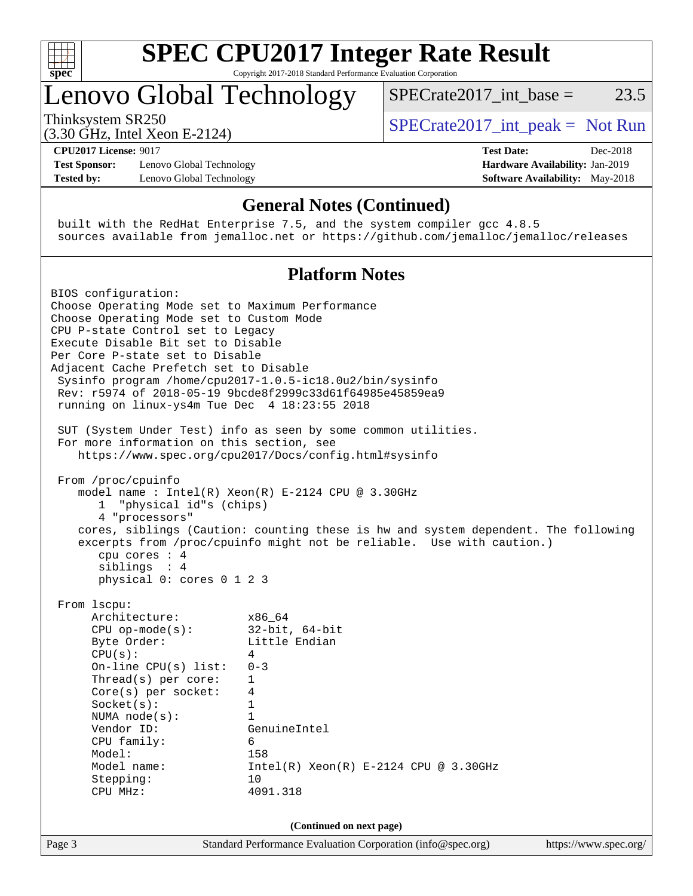# SPEC CPU2017 Integer Rate Result

Copyright 2017-2018 Standard Performance Evaluation Corporation

## Lenovo Global Technology

Thinksystem SR250
(3.30 GHz, Intel Xeon E-2124)

SPECrate2017_int_base = 23.5

SPECrate2017_int_peak = Not Run

**CPU2017 License:** 9017
**Test Sponsor:** Lenovo Global Technology
**Tested by:** Lenovo Global Technology

**Test Date:** Dec-2018
**Hardware Availability:** Jan-2019
**Software Availability:** May-2018

## General Notes (Continued)

```
 built with the RedHat Enterprise 7.5, and the system compiler gcc 4.8.5
 sources available from jemalloc.net or https://github.com/jemalloc/jemalloc/releases
```

## Platform Notes

```
BIOS configuration:
Choose Operating Mode set to Maximum Performance
Choose Operating Mode set to Custom Mode
CPU P-state Control set to Legacy
Execute Disable Bit set to Disable
Per Core P-state set to Disable
Adjacent Cache Prefetch set to Disable
 Sysinfo program /home/cpu2017-1.0.5-ic18.0u2/bin/sysinfo
 Rev: r5974 of 2018-05-19 9bcde8f2999c33d61f64985e45859ea9
 running on linux-ys4m Tue Dec  4 18:23:55 2018

 SUT (System Under Test) info as seen by some common utilities.
 For more information on this section, see
    https://www.spec.org/cpu2017/Docs/config.html#sysinfo

 From /proc/cpuinfo
    model name : Intel(R) Xeon(R) E-2124 CPU @ 3.30GHz
       1  "physical id"s (chips)
       4 "processors"
    cores, siblings (Caution: counting these is hw and system dependent. The following
    excerpts from /proc/cpuinfo might not be reliable.  Use with caution.)
       cpu cores : 4
       siblings  : 4
       physical 0: cores 0 1 2 3

 From lscpu:
      Architecture:          x86_64
      CPU op-mode(s):        32-bit, 64-bit
      Byte Order:            Little Endian
      CPU(s):                4
      On-line CPU(s) list:   0-3
      Thread(s) per core:    1
      Core(s) per socket:    4
      Socket(s):             1
      NUMA node(s):          1
      Vendor ID:             GenuineIntel
      CPU family:            6
      Model:                 158
      Model name:            Intel(R) Xeon(R) E-2124 CPU @ 3.30GHz
      Stepping:              10
      CPU MHz:               4091.318
```

(Continued on next page)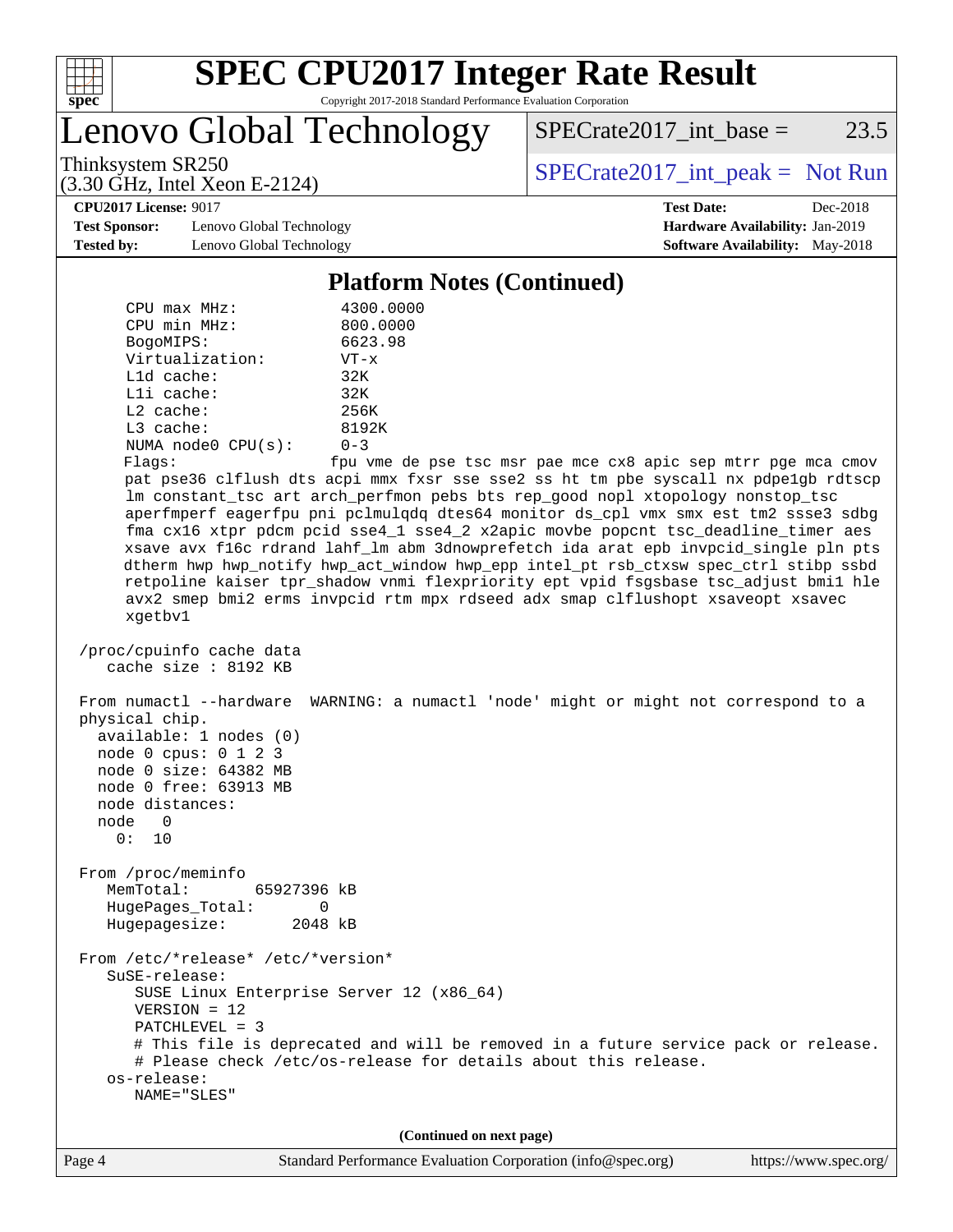## Platform Notes (Continued)

```
    CPU max MHz:           4300.0000
    CPU min MHz:           800.0000
    BogoMIPS:              6623.98
    Virtualization:        VT-x
    L1d cache:             32K
    L1i cache:             32K
    L2 cache:              256K
    L3 cache:              8192K
    NUMA node0 CPU(s):     0-3
    Flags:                 fpu vme de pse tsc msr pae mce cx8 apic sep mtrr pge mca cmov
    pat pse36 clflush dts acpi mmx fxsr sse sse2 ss ht tm pbe syscall nx pdpe1gb rdtscp
    lm constant_tsc art arch_perfmon pebs bts rep_good nopl xtopology nonstop_tsc
    aperfmperf eagerfpu pni pclmulqdq dtes64 monitor ds_cpl vmx smx est tm2 ssse3 sdbg
    fma cx16 xtpr pdcm pcid sse4_1 sse4_2 x2apic movbe popcnt tsc_deadline_timer aes
    xsave avx f16c rdrand lahf_lm abm 3dnowprefetch ida arat epb invpcid_single pln pts
    dtherm hwp hwp_notify hwp_act_window hwp_epp intel_pt rsb_ctxsw spec_ctrl stibp ssbd
    retpoline kaiser tpr_shadow vnmi flexpriority ept vpid fsgsbase tsc_adjust bmi1 hle
    avx2 smep bmi2 erms invpcid rtm mpx rdseed adx smap clflushopt xsaveopt xsavec
    xgetbv1

 /proc/cpuinfo cache data
    cache size : 8192 KB

 From numactl --hardware  WARNING: a numactl 'node' might or might not correspond to a
 physical chip.
   available: 1 nodes (0)
   node 0 cpus: 0 1 2 3
   node 0 size: 64382 MB
   node 0 free: 63913 MB
   node distances:
   node   0
     0:  10

 From /proc/meminfo
    MemTotal:       65927396 kB
    HugePages_Total:       0
    Hugepagesize:       2048 kB

 From /etc/*release* /etc/*version*
    SuSE-release:
       SUSE Linux Enterprise Server 12 (x86_64)
       VERSION = 12
       PATCHLEVEL = 3
       # This file is deprecated and will be removed in a future service pack or release.
       # Please check /etc/os-release for details about this release.
    os-release:
       NAME="SLES"
```

(Continued on next page)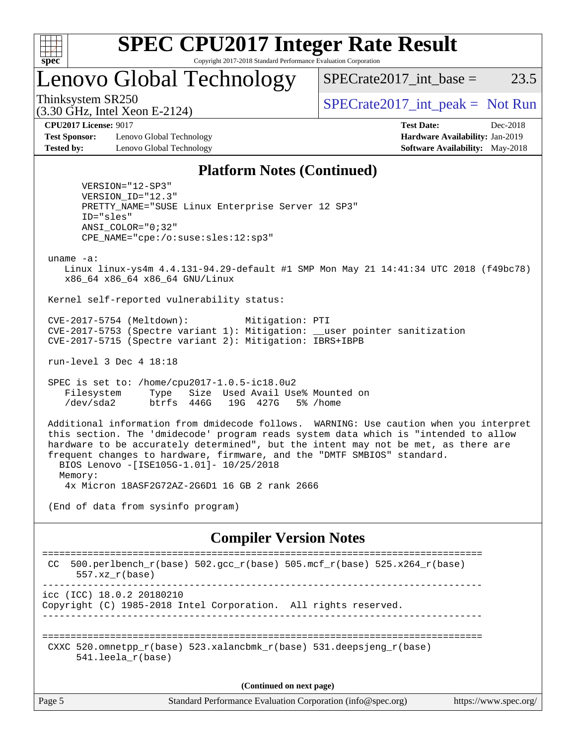## Platform Notes (Continued)

```
      VERSION="12-SP3"
      VERSION_ID="12.3"
      PRETTY_NAME="SUSE Linux Enterprise Server 12 SP3"
      ID="sles"
      ANSI_COLOR="0;32"
      CPE_NAME="cpe:/o:suse:sles:12:sp3"

 uname -a:
    Linux linux-ys4m 4.4.131-94.29-default #1 SMP Mon May 21 14:41:34 UTC 2018 (f49bc78)
    x86_64 x86_64 x86_64 GNU/Linux

 Kernel self-reported vulnerability status:

 CVE-2017-5754 (Meltdown):          Mitigation: PTI
 CVE-2017-5753 (Spectre variant 1): Mitigation: __user pointer sanitization
 CVE-2017-5715 (Spectre variant 2): Mitigation: IBRS+IBPB

 run-level 3 Dec 4 18:18

 SPEC is set to: /home/cpu2017-1.0.5-ic18.0u2
    Filesystem     Type   Size  Used Avail Use% Mounted on
    /dev/sda2      btrfs  446G   19G  427G   5% /home

 Additional information from dmidecode follows.  WARNING: Use caution when you interpret
 this section. The 'dmidecode' program reads system data which is "intended to allow
 hardware to be accurately determined", but the intent may not be met, as there are
 frequent changes to hardware, firmware, and the "DMTF SMBIOS" standard.
   BIOS Lenovo -[ISE105G-1.01]- 10/25/2018
   Memory:
    4x Micron 18ASF2G72AZ-2G6D1 16 GB 2 rank 2666

 (End of data from sysinfo program)
```

## Compiler Version Notes

```
==============================================================================
 CC  500.perlbench_r(base) 502.gcc_r(base) 505.mcf_r(base) 525.x264_r(base)
      557.xz_r(base)
------------------------------------------------------------------------------
icc (ICC) 18.0.2 20180210
Copyright (C) 1985-2018 Intel Corporation.  All rights reserved.
------------------------------------------------------------------------------

==============================================================================
 CXXC 520.omnetpp_r(base) 523.xalancbmk_r(base) 531.deepsjeng_r(base)
      541.leela_r(base)
```

**(Continued on next page)**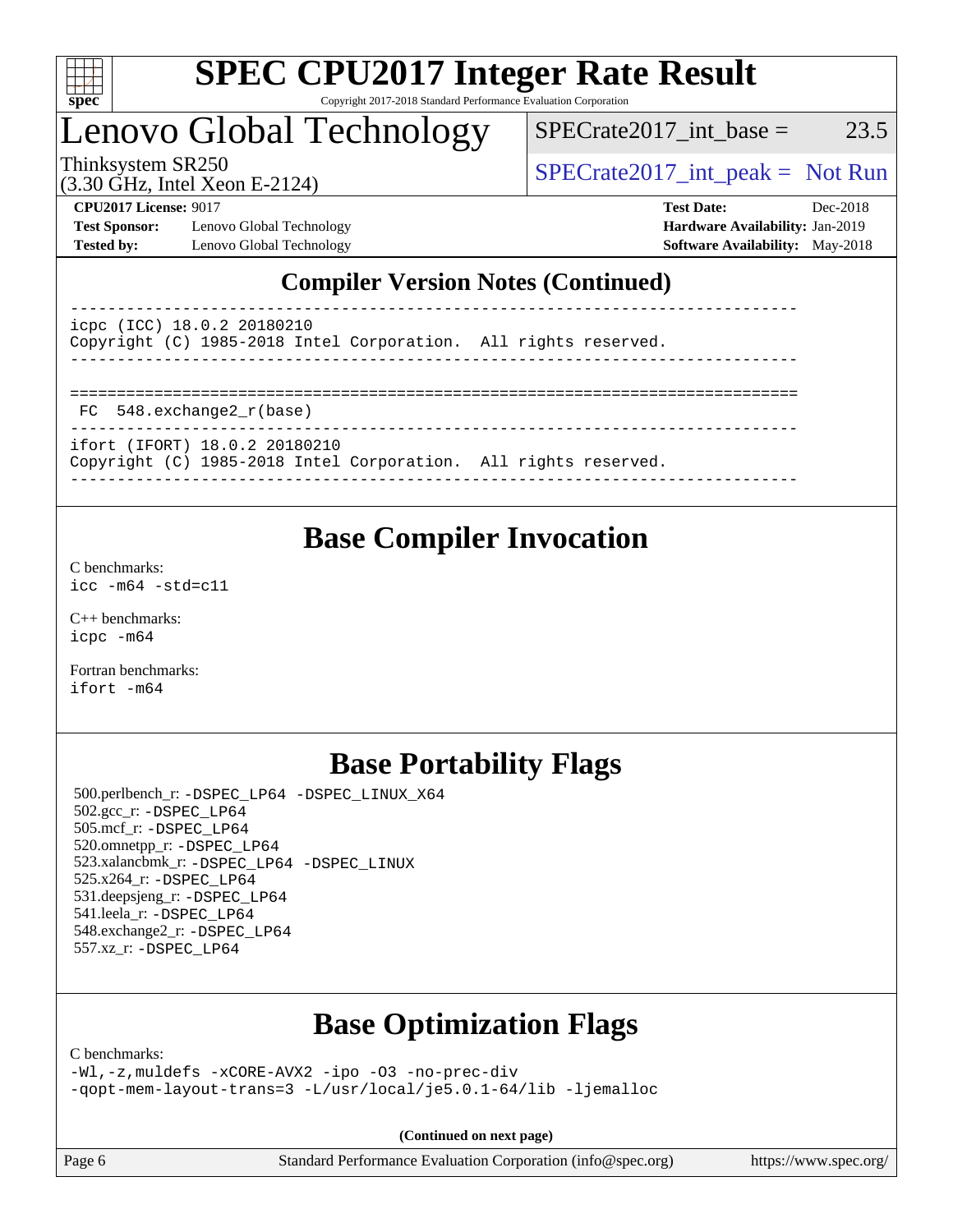## Compiler Version Notes (Continued)

```
------------------------------------------------------------------------------
icpc (ICC) 18.0.2 20180210
Copyright (C) 1985-2018 Intel Corporation.  All rights reserved.
------------------------------------------------------------------------------

==============================================================================
 FC  548.exchange2_r(base)
------------------------------------------------------------------------------
ifort (IFORT) 18.0.2 20180210
Copyright (C) 1985-2018 Intel Corporation.  All rights reserved.
------------------------------------------------------------------------------
```

## Base Compiler Invocation

C benchmarks:
`icc -m64 -std=c11`

C++ benchmarks:
`icpc -m64`

Fortran benchmarks:
`ifort -m64`

## Base Portability Flags

500.perlbench_r: `-DSPEC_LP64 -DSPEC_LINUX_X64`
502.gcc_r: `-DSPEC_LP64`
505.mcf_r: `-DSPEC_LP64`
520.omnetpp_r: `-DSPEC_LP64`
523.xalancbmk_r: `-DSPEC_LP64 -DSPEC_LINUX`
525.x264_r: `-DSPEC_LP64`
531.deepsjeng_r: `-DSPEC_LP64`
541.leela_r: `-DSPEC_LP64`
548.exchange2_r: `-DSPEC_LP64`
557.xz_r: `-DSPEC_LP64`

## Base Optimization Flags

C benchmarks:
`-Wl,-z,muldefs -xCORE-AVX2 -ipo -O3 -no-prec-div`
`-qopt-mem-layout-trans=3 -L/usr/local/je5.0.1-64/lib -ljemalloc`

**(Continued on next page)**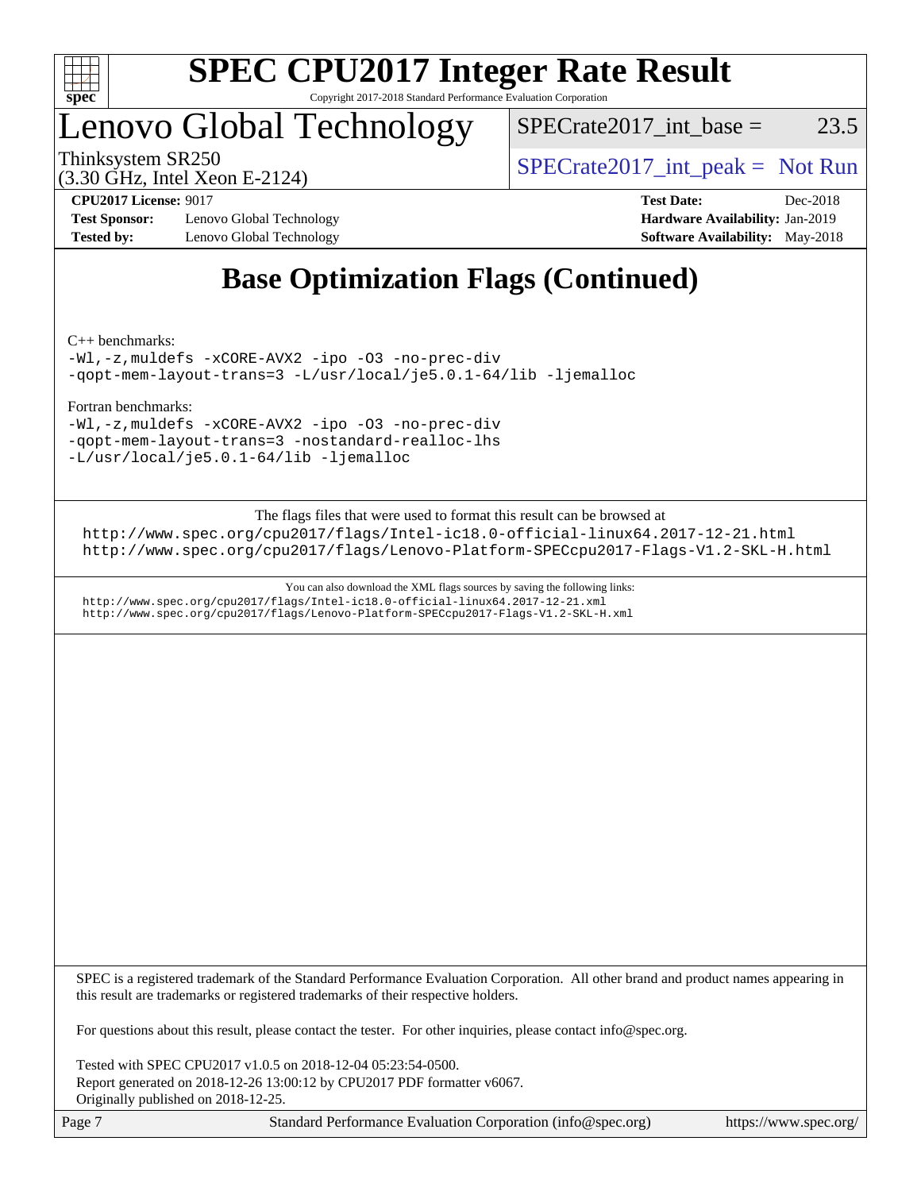# SPEC CPU2017 Integer Rate Result

Copyright 2017-2018 Standard Performance Evaluation Corporation

# Lenovo Global Technology

Thinksystem SR250
(3.30 GHz, Intel Xeon E-2124)

SPECrate2017_int_base = 23.5

SPECrate2017_int_peak = Not Run

**CPU2017 License:** 9017
**Test Sponsor:** Lenovo Global Technology
**Tested by:** Lenovo Global Technology

**Test Date:** Dec-2018
**Hardware Availability:** Jan-2019
**Software Availability:** May-2018

## Base Optimization Flags (Continued)

C++ benchmarks:

```
-Wl,-z,muldefs -xCORE-AVX2 -ipo -O3 -no-prec-div
-qopt-mem-layout-trans=3 -L/usr/local/je5.0.1-64/lib -ljemalloc
```

Fortran benchmarks:

```
-Wl,-z,muldefs -xCORE-AVX2 -ipo -O3 -no-prec-div
-qopt-mem-layout-trans=3 -nostandard-realloc-lhs
-L/usr/local/je5.0.1-64/lib -ljemalloc
```

The flags files that were used to format this result can be browsed at
http://www.spec.org/cpu2017/flags/Intel-ic18.0-official-linux64.2017-12-21.html
http://www.spec.org/cpu2017/flags/Lenovo-Platform-SPECcpu2017-Flags-V1.2-SKL-H.html

You can also download the XML flags sources by saving the following links:
http://www.spec.org/cpu2017/flags/Intel-ic18.0-official-linux64.2017-12-21.xml
http://www.spec.org/cpu2017/flags/Lenovo-Platform-SPECcpu2017-Flags-V1.2-SKL-H.xml

SPEC is a registered trademark of the Standard Performance Evaluation Corporation. All other brand and product names appearing in this result are trademarks or registered trademarks of their respective holders.

For questions about this result, please contact the tester. For other inquiries, please contact info@spec.org.

Tested with SPEC CPU2017 v1.0.5 on 2018-12-04 05:23:54-0500.
Report generated on 2018-12-26 13:00:12 by CPU2017 PDF formatter v6067.
Originally published on 2018-12-25.